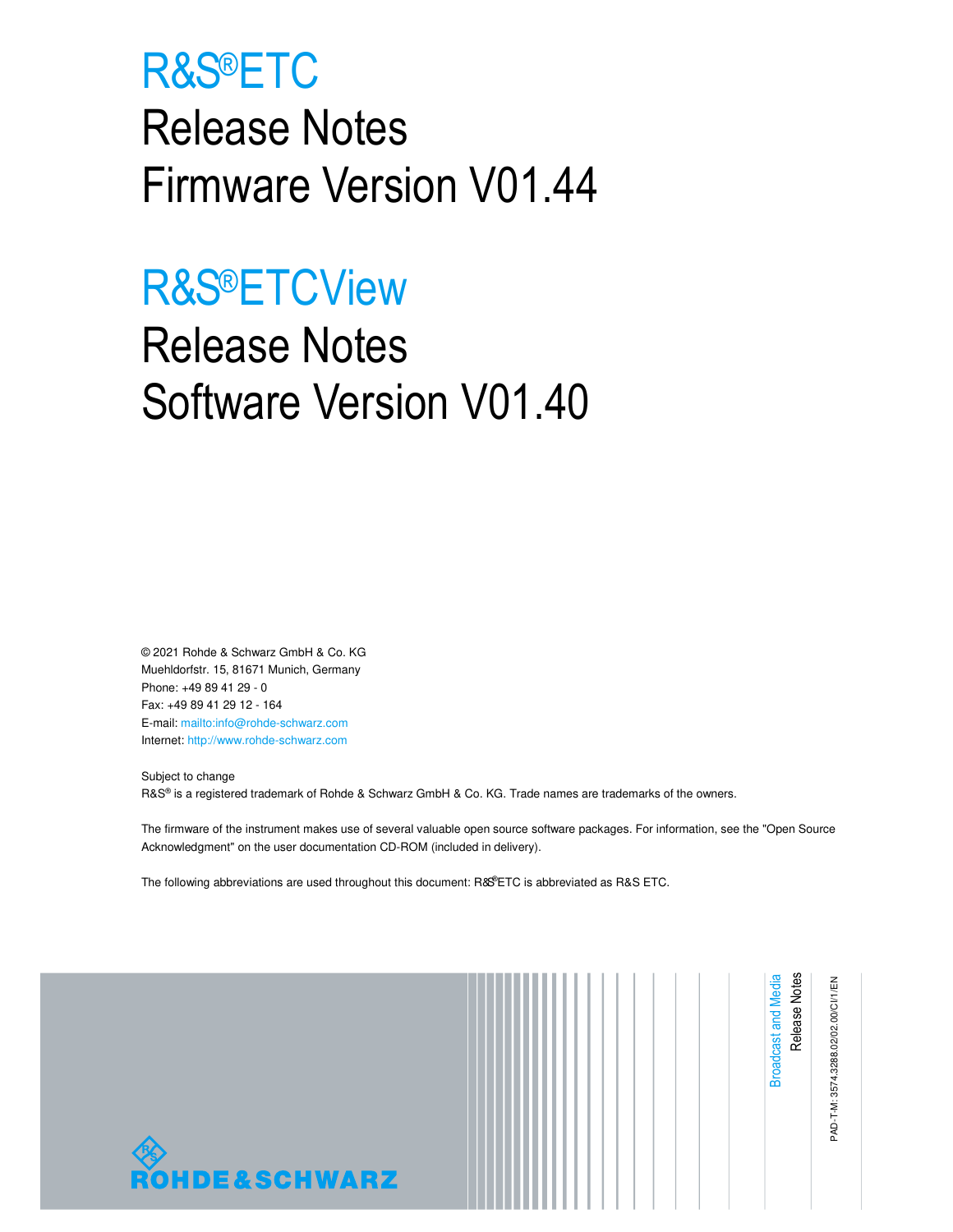# R&S®ETC

# Release Notes

# Firmware Version V01.44

# R&S®ETCView

# Release Notes

# Software Version V01.40

© 2021 Rohde & Schwarz GmbH & Co. KG
Muehldorfstr. 15, 81671 Munich, Germany
Phone: +49 89 41 29 - 0
Fax: +49 89 41 29 12 - 164
E-mail: mailto:info@rohde-schwarz.com
Internet: http://www.rohde-schwarz.com

Subject to change
R&S® is a registered trademark of Rohde & Schwarz GmbH & Co. KG. Trade names are trademarks of the owners.

The firmware of the instrument makes use of several valuable open source software packages. For information, see the "Open Source Acknowledgment" on the user documentation CD-ROM (included in delivery).

The following abbreviations are used throughout this document: R&S®ETC is abbreviated as R&S ETC.

Broadcast and Media
Release Notes

PAD-T-M: 3574.3288.02/02.00/CI/1/EN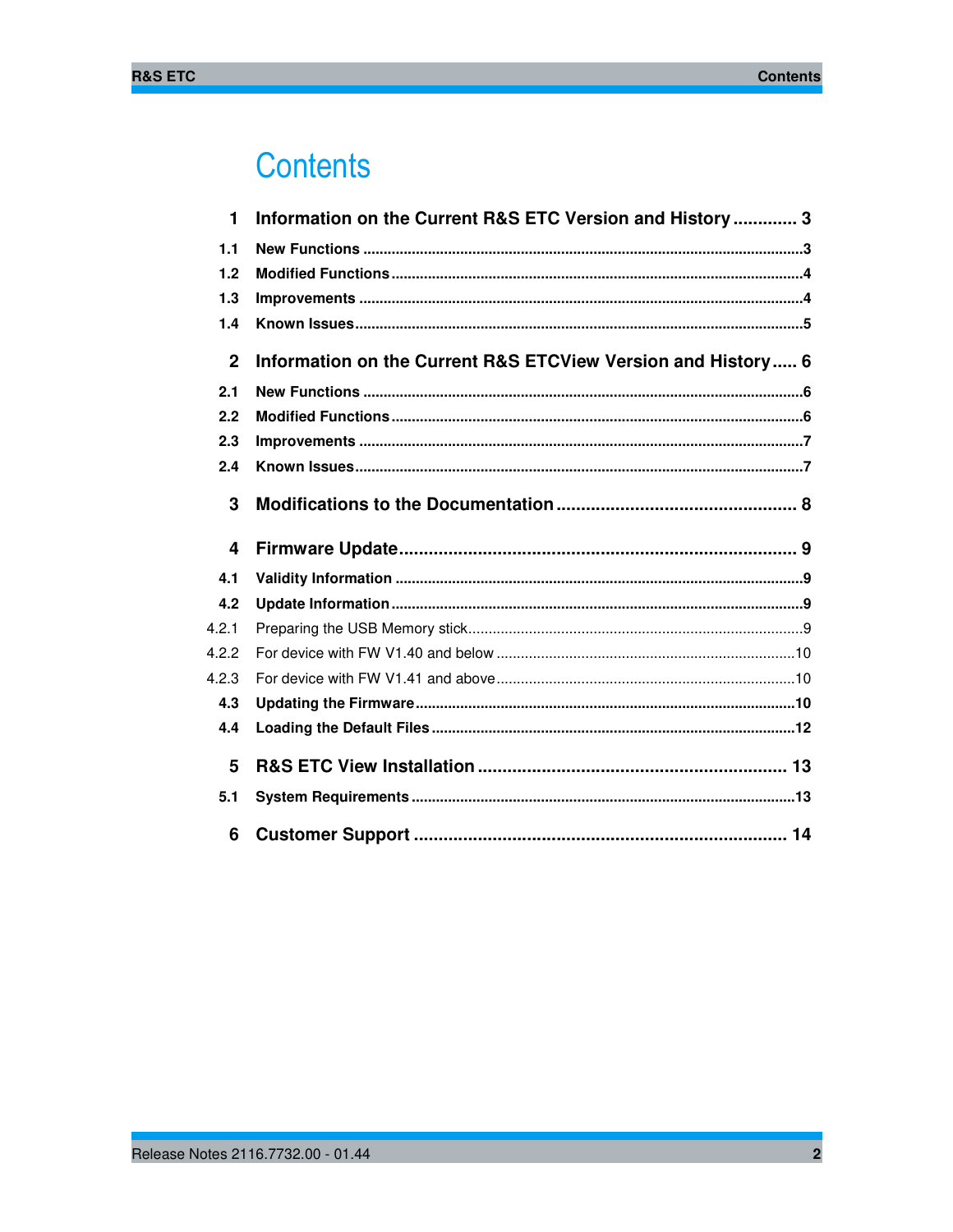# Contents

**1 Information on the Current R&S ETC Version and History ............ 3**

**1.1 New Functions ...........................................................................................3**

**1.2 Modified Functions ....................................................................................4**

**1.3 Improvements ...........................................................................................4**

**1.4 Known Issues............................................................................................5**

**2 Information on the Current R&S ETCView Version and History..... 6**

**2.1 New Functions ...........................................................................................6**

**2.2 Modified Functions ....................................................................................6**

**2.3 Improvements ...........................................................................................7**

**2.4 Known Issues............................................................................................7**

**3 Modifications to the Documentation ................................................ 8**

**4 Firmware Update................................................................................ 9**

**4.1 Validity Information ...................................................................................9**

**4.2 Update Information ....................................................................................9**

4.2.1 Preparing the USB Memory stick.................................................................................9

4.2.2 For device with FW V1.40 and below ........................................................................10

4.2.3 For device with FW V1.41 and above........................................................................10

**4.3 Updating the Firmware ...........................................................................10**

**4.4 Loading the Default Files ........................................................................12**

**5 R&S ETC View Installation ............................................................... 13**

**5.1 System Requirements ............................................................................13**

**6 Customer Support ........................................................................... 14**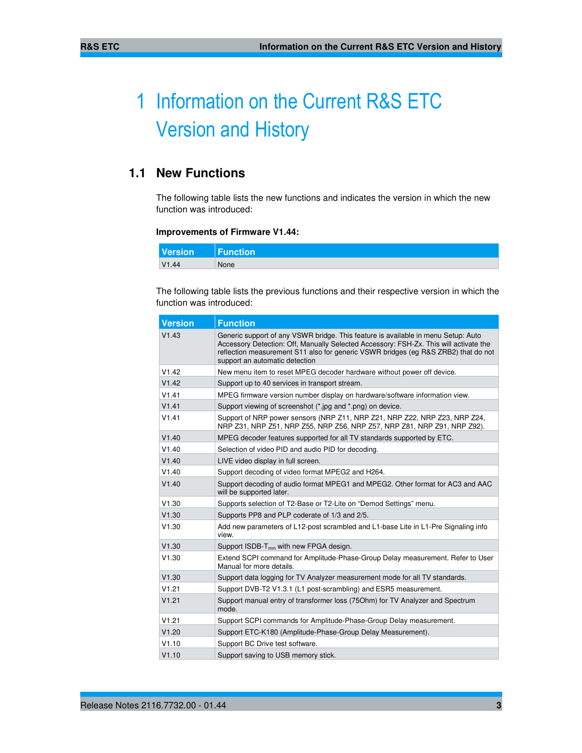# 1 Information on the Current R&S ETC Version and History

## 1.1 New Functions

The following table lists the new functions and indicates the version in which the new function was introduced:

**Improvements of Firmware V1.44:**

| Version | Function |
|---|---|
| V1.44 | None |

The following table lists the previous functions and their respective version in which the function was introduced:

| Version | Function |
|---|---|
| V1.43 | Generic support of any VSWR bridge. This feature is available in menu Setup: Auto Accessory Detection: Off, Manually Selected Accessory: FSH-Zx. This will activate the reflection measurement S11 also for generic VSWR bridges (eg R&S ZRB2) that do not support an automatic detection |
| V1.42 | New menu item to reset MPEG decoder hardware without power off device. |
| V1.42 | Support up to 40 services in transport stream. |
| V1.41 | MPEG firmware version number display on hardware/software information view. |
| V1.41 | Support viewing of screenshot (*.jpg and *.png) on device. |
| V1.41 | Support of NRP power sensors (NRP Z11, NRP Z21, NRP Z22, NRP Z23, NRP Z24, NRP Z31, NRP Z51, NRP Z55, NRP Z56, NRP Z57, NRP Z81, NRP Z91, NRP Z92). |
| V1.40 | MPEG decoder features supported for all TV standards supported by ETC. |
| V1.40 | Selection of video PID and audio PID for decoding. |
| V1.40 | LIVE video display in full screen. |
| V1.40 | Support decoding of video format MPEG2 and H264. |
| V1.40 | Support decoding of audio format MPEG1 and MPEG2. Other format for AC3 and AAC will be supported later. |
| V1.30 | Supports selection of T2-Base or T2-Lite on “Demod Settings” menu. |
| V1.30 | Supports PP8 and PLP coderate of 1/3 and 2/5. |
| V1.30 | Add new parameters of L12-post scrambled and L1-base Lite in L1-Pre Signaling info view. |
| V1.30 | Support ISDB-$T_{mm}$ with new FPGA design. |
| V1.30 | Extend SCPI command for Amplitude-Phase-Group Delay measurement. Refer to User Manual for more details. |
| V1.30 | Support data logging for TV Analyzer measurement mode for all TV standards. |
| V1.21 | Support DVB-T2 V1.3.1 (L1 post-scrambling) and ESR5 measurement. |
| V1.21 | Support manual entry of transformer loss (75Ohm) for TV Analyzer and Spectrum mode. |
| V1.21 | Support SCPI commands for Amplitude-Phase-Group Delay measurement. |
| V1.20 | Support ETC-K180 (Amplitude-Phase-Group Delay Measurement). |
| V1.10 | Support BC Drive test software. |
| V1.10 | Support saving to USB memory stick. |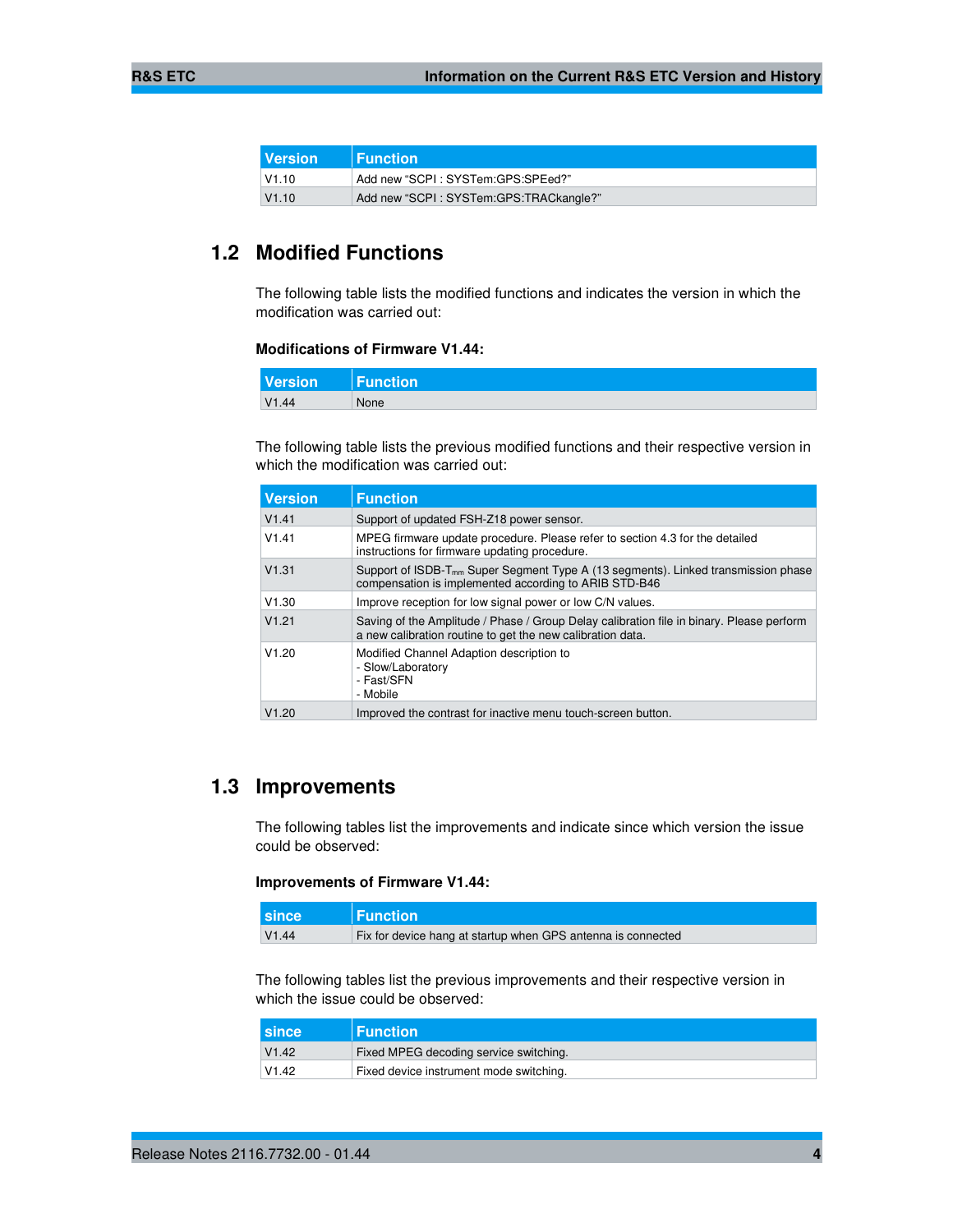| Version | Function |
| --- | --- |
| V1.10 | Add new “SCPI : SYSTem:GPS:SPEed?” |
| V1.10 | Add new “SCPI : SYSTem:GPS:TRACkangle?” |

## 1.2 Modified Functions

The following table lists the modified functions and indicates the version in which the modification was carried out:

**Modifications of Firmware V1.44:**

| Version | Function |
| --- | --- |
| V1.44 | None |

The following table lists the previous modified functions and their respective version in which the modification was carried out:

| Version | Function |
| --- | --- |
| V1.41 | Support of updated FSH-Z18 power sensor. |
| V1.41 | MPEG firmware update procedure. Please refer to section 4.3 for the detailed instructions for firmware updating procedure. |
| V1.31 | Support of ISDB-$T_{mm}$ Super Segment Type A (13 segments). Linked transmission phase compensation is implemented according to ARIB STD-B46 |
| V1.30 | Improve reception for low signal power or low C/N values. |
| V1.21 | Saving of the Amplitude / Phase / Group Delay calibration file in binary. Please perform a new calibration routine to get the new calibration data. |
| V1.20 | Modified Channel Adaption description to<br>- Slow/Laboratory<br>- Fast/SFN<br>- Mobile |
| V1.20 | Improved the contrast for inactive menu touch-screen button. |

## 1.3 Improvements

The following tables list the improvements and indicate since which version the issue could be observed:

**Improvements of Firmware V1.44:**

| since | Function |
| --- | --- |
| V1.44 | Fix for device hang at startup when GPS antenna is connected |

The following tables list the previous improvements and their respective version in which the issue could be observed:

| since | Function |
| --- | --- |
| V1.42 | Fixed MPEG decoding service switching. |
| V1.42 | Fixed device instrument mode switching. |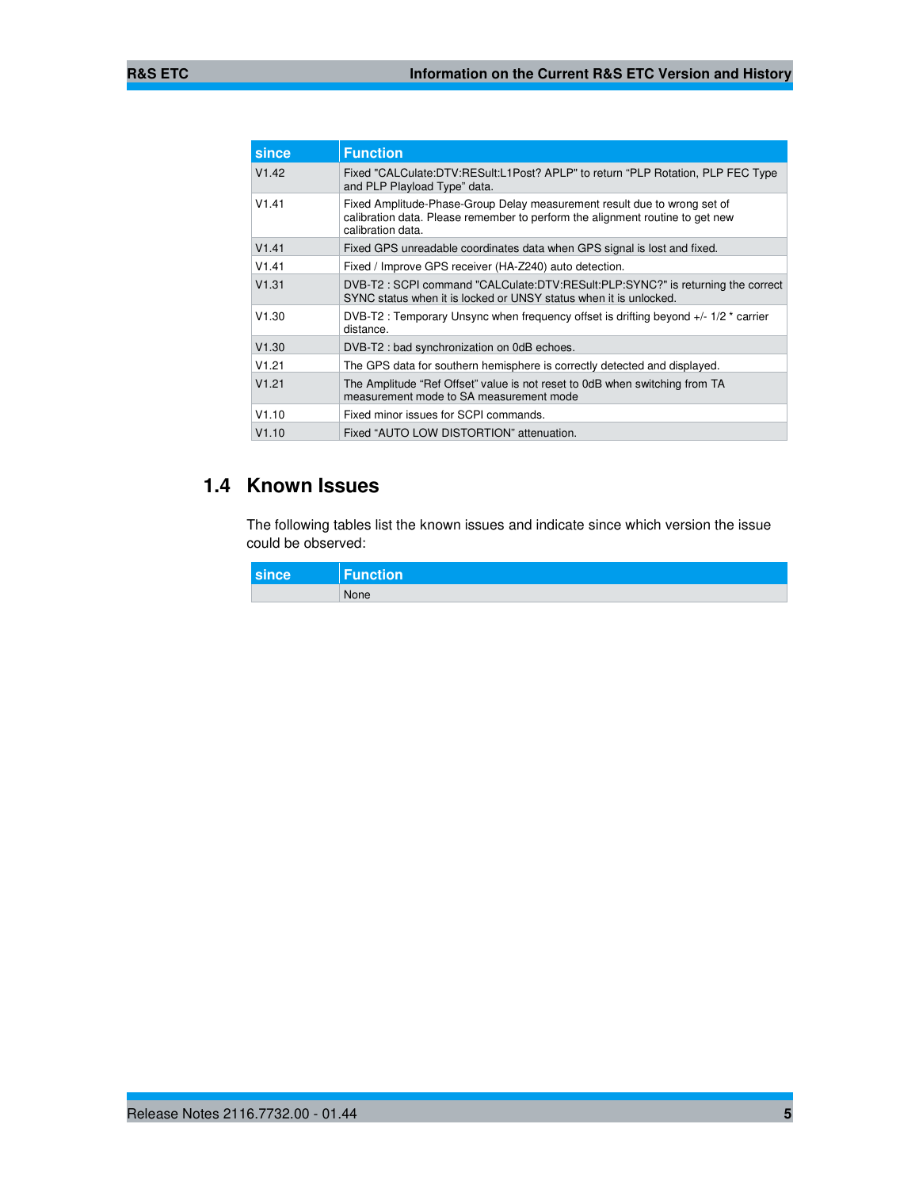| since | Function |
|---|---|
| V1.42 | Fixed "CALCulate:DTV:RESult:L1Post? APLP" to return "PLP Rotation, PLP FEC Type and PLP Playload Type" data. |
| V1.41 | Fixed Amplitude-Phase-Group Delay measurement result due to wrong set of calibration data. Please remember to perform the alignment routine to get new calibration data. |
| V1.41 | Fixed GPS unreadable coordinates data when GPS signal is lost and fixed. |
| V1.41 | Fixed / Improve GPS receiver (HA-Z240) auto detection. |
| V1.31 | DVB-T2 : SCPI command "CALCulate:DTV:RESult:PLP:SYNC?" is returning the correct SYNC status when it is locked or UNSY status when it is unlocked. |
| V1.30 | DVB-T2 : Temporary Unsync when frequency offset is drifting beyond +/- 1/2 * carrier distance. |
| V1.30 | DVB-T2 : bad synchronization on 0dB echoes. |
| V1.21 | The GPS data for southern hemisphere is correctly detected and displayed. |
| V1.21 | The Amplitude "Ref Offset" value is not reset to 0dB when switching from TA measurement mode to SA measurement mode |
| V1.10 | Fixed minor issues for SCPI commands. |
| V1.10 | Fixed "AUTO LOW DISTORTION" attenuation. |

## 1.4 Known Issues

The following tables list the known issues and indicate since which version the issue could be observed:

| since | Function |
|---|---|
| | None |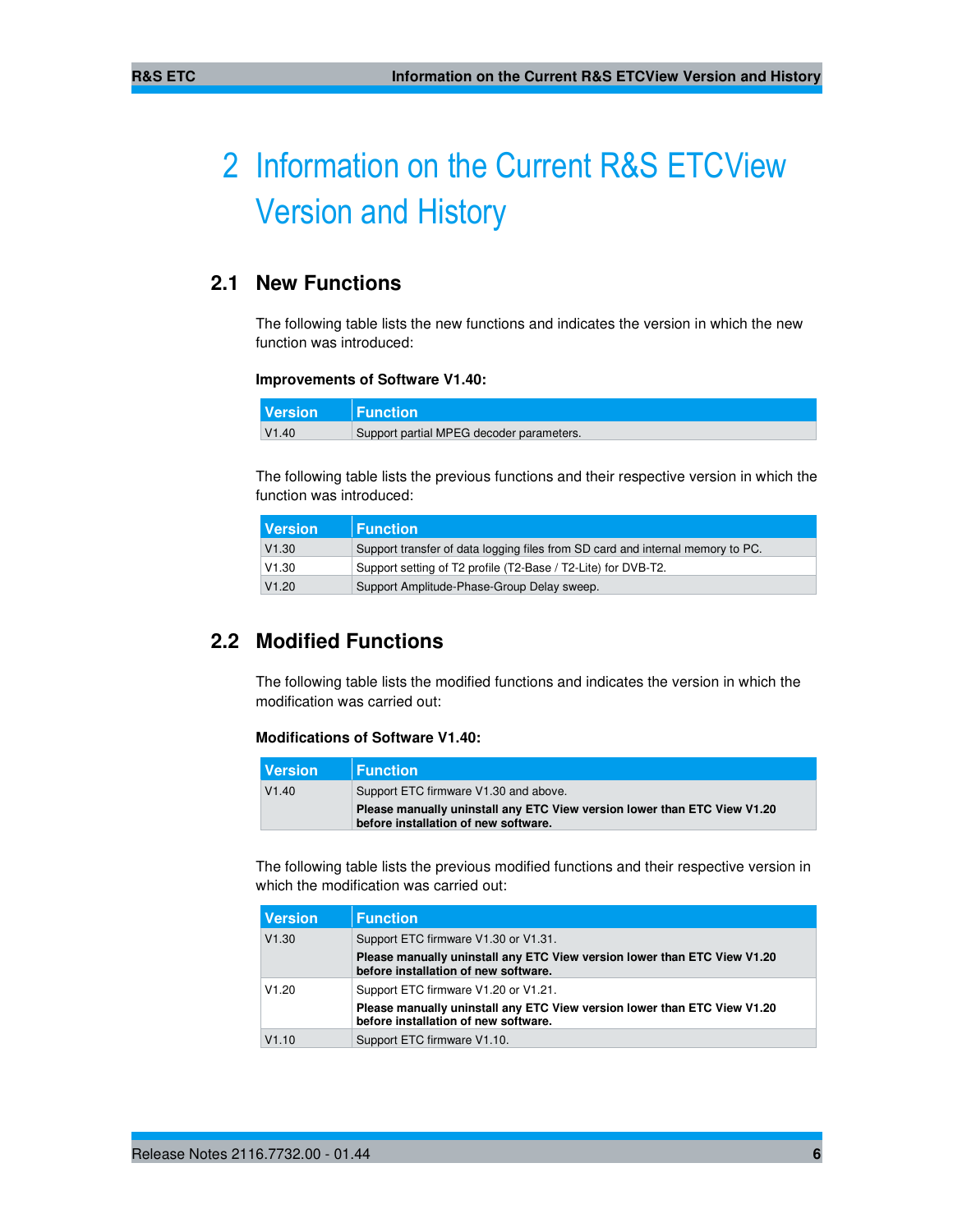# 2 Information on the Current R&S ETCView Version and History

## 2.1 New Functions

The following table lists the new functions and indicates the version in which the new function was introduced:

**Improvements of Software V1.40:**

| Version | Function |
|---|---|
| V1.40 | Support partial MPEG decoder parameters. |

The following table lists the previous functions and their respective version in which the function was introduced:

| Version | Function |
|---|---|
| V1.30 | Support transfer of data logging files from SD card and internal memory to PC. |
| V1.30 | Support setting of T2 profile (T2-Base / T2-Lite) for DVB-T2. |
| V1.20 | Support Amplitude-Phase-Group Delay sweep. |

## 2.2 Modified Functions

The following table lists the modified functions and indicates the version in which the modification was carried out:

**Modifications of Software V1.40:**

| Version | Function |
|---|---|
| V1.40 | Support ETC firmware V1.30 and above.<br>**Please manually uninstall any ETC View version lower than ETC View V1.20 before installation of new software.** |

The following table lists the previous modified functions and their respective version in which the modification was carried out:

| Version | Function |
|---|---|
| V1.30 | Support ETC firmware V1.30 or V1.31.<br>**Please manually uninstall any ETC View version lower than ETC View V1.20 before installation of new software.** |
| V1.20 | Support ETC firmware V1.20 or V1.21.<br>**Please manually uninstall any ETC View version lower than ETC View V1.20 before installation of new software.** |
| V1.10 | Support ETC firmware V1.10. |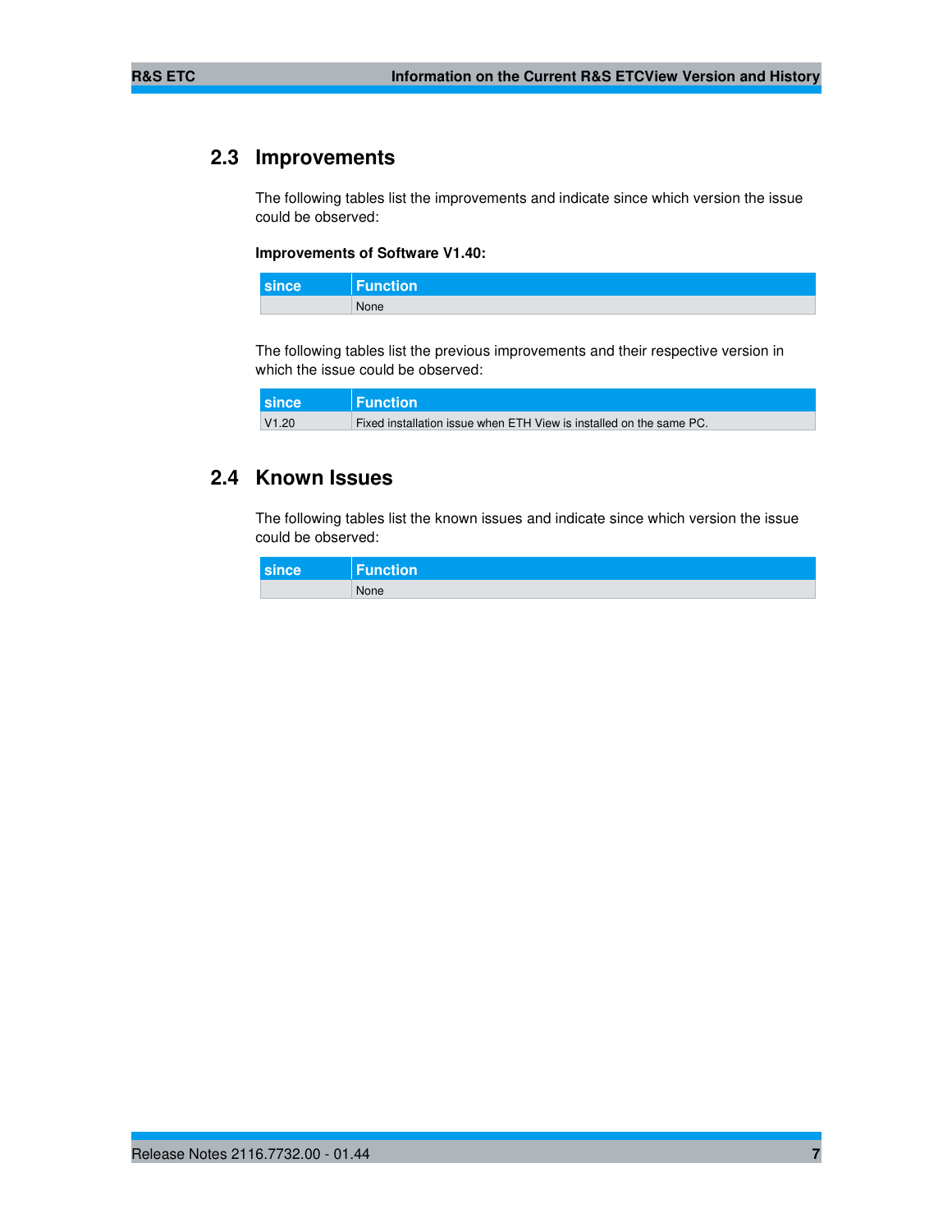## 2.3 Improvements

The following tables list the improvements and indicate since which version the issue could be observed:

**Improvements of Software V1.40:**

| since | Function |
|---|---|
| | None |

The following tables list the previous improvements and their respective version in which the issue could be observed:

| since | Function |
|---|---|
| V1.20 | Fixed installation issue when ETH View is installed on the same PC. |

## 2.4 Known Issues

The following tables list the known issues and indicate since which version the issue could be observed:

| since | Function |
|---|---|
| | None |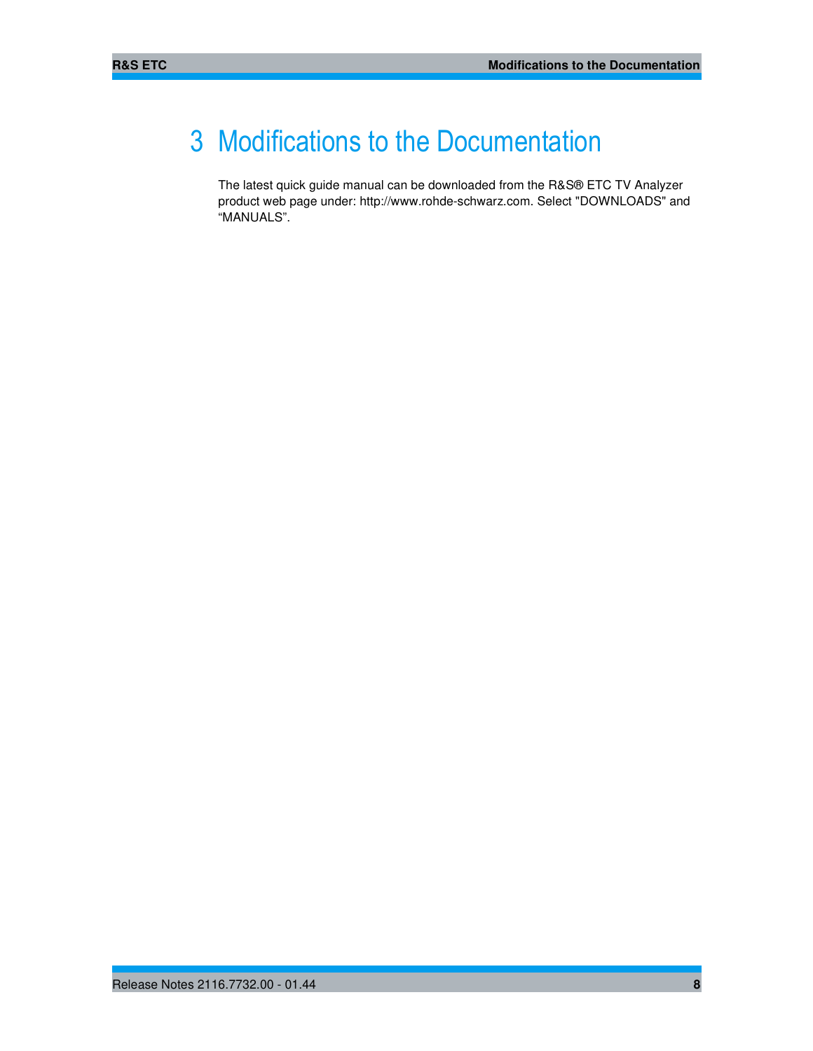# 3 Modifications to the Documentation

The latest quick guide manual can be downloaded from the R&S® ETC TV Analyzer product web page under: http://www.rohde-schwarz.com. Select "DOWNLOADS" and "MANUALS".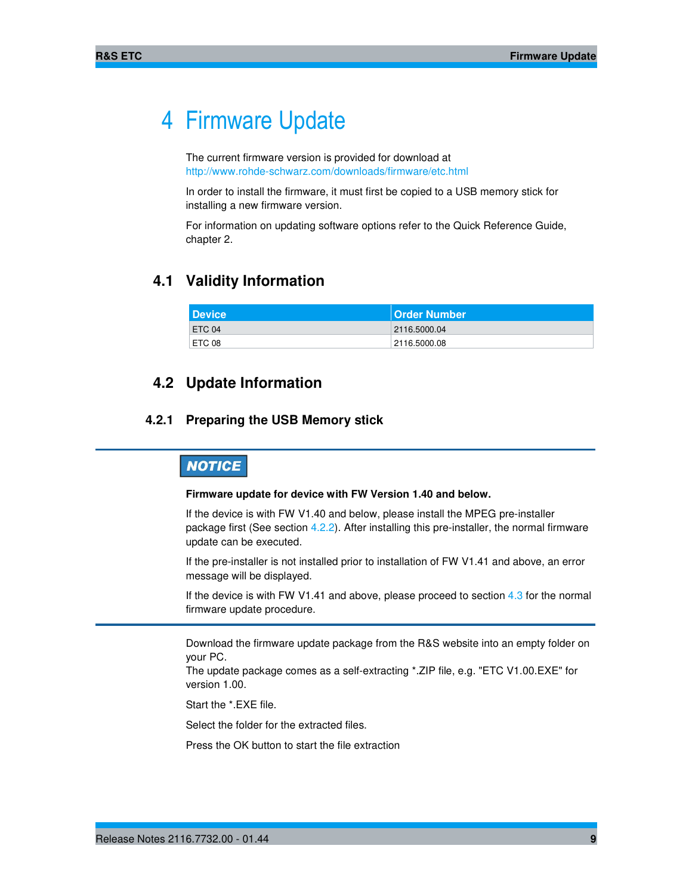# 4 Firmware Update

The current firmware version is provided for download at http://www.rohde-schwarz.com/downloads/firmware/etc.html

In order to install the firmware, it must first be copied to a USB memory stick for installing a new firmware version.

For information on updating software options refer to the Quick Reference Guide, chapter 2.

## 4.1 Validity Information

| Device | Order Number |
|---|---|
| ETC 04 | 2116.5000.04 |
| ETC 08 | 2116.5000.08 |

## 4.2 Update Information

### 4.2.1 Preparing the USB Memory stick

**NOTICE**

**Firmware update for device with FW Version 1.40 and below.**

If the device is with FW V1.40 and below, please install the MPEG pre-installer package first (See section 4.2.2). After installing this pre-installer, the normal firmware update can be executed.

If the pre-installer is not installed prior to installation of FW V1.41 and above, an error message will be displayed.

If the device is with FW V1.41 and above, please proceed to section 4.3 for the normal firmware update procedure.

Download the firmware update package from the R&S website into an empty folder on your PC.
The update package comes as a self-extracting *.ZIP file, e.g. "ETC V1.00.EXE" for version 1.00.

Start the *.EXE file.

Select the folder for the extracted files.

Press the OK button to start the file extraction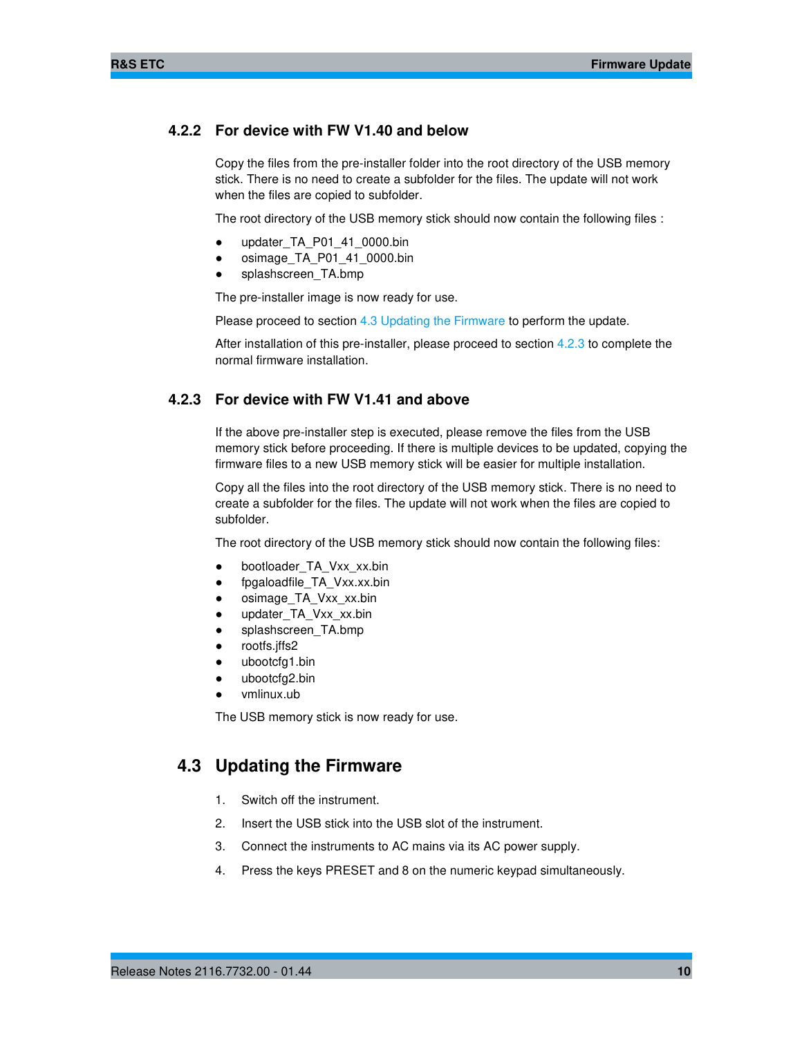### 4.2.2 For device with FW V1.40 and below

Copy the files from the pre-installer folder into the root directory of the USB memory stick. There is no need to create a subfolder for the files. The update will not work when the files are copied to subfolder.

The root directory of the USB memory stick should now contain the following files :

- updater_TA_P01_41_0000.bin
- osimage_TA_P01_41_0000.bin
- splashscreen_TA.bmp

The pre-installer image is now ready for use.

Please proceed to section 4.3 Updating the Firmware to perform the update.

After installation of this pre-installer, please proceed to section 4.2.3 to complete the normal firmware installation.

### 4.2.3 For device with FW V1.41 and above

If the above pre-installer step is executed, please remove the files from the USB memory stick before proceeding. If there is multiple devices to be updated, copying the firmware files to a new USB memory stick will be easier for multiple installation.

Copy all the files into the root directory of the USB memory stick. There is no need to create a subfolder for the files. The update will not work when the files are copied to subfolder.

The root directory of the USB memory stick should now contain the following files:

- bootloader_TA_Vxx_xx.bin
- fpgaloadfile_TA_Vxx.xx.bin
- osimage_TA_Vxx_xx.bin
- updater_TA_Vxx_xx.bin
- splashscreen_TA.bmp
- rootfs.jffs2
- ubootcfg1.bin
- ubootcfg2.bin
- vmlinux.ub

The USB memory stick is now ready for use.

## 4.3 Updating the Firmware

1. Switch off the instrument.
2. Insert the USB stick into the USB slot of the instrument.
3. Connect the instruments to AC mains via its AC power supply.
4. Press the keys PRESET and 8 on the numeric keypad simultaneously.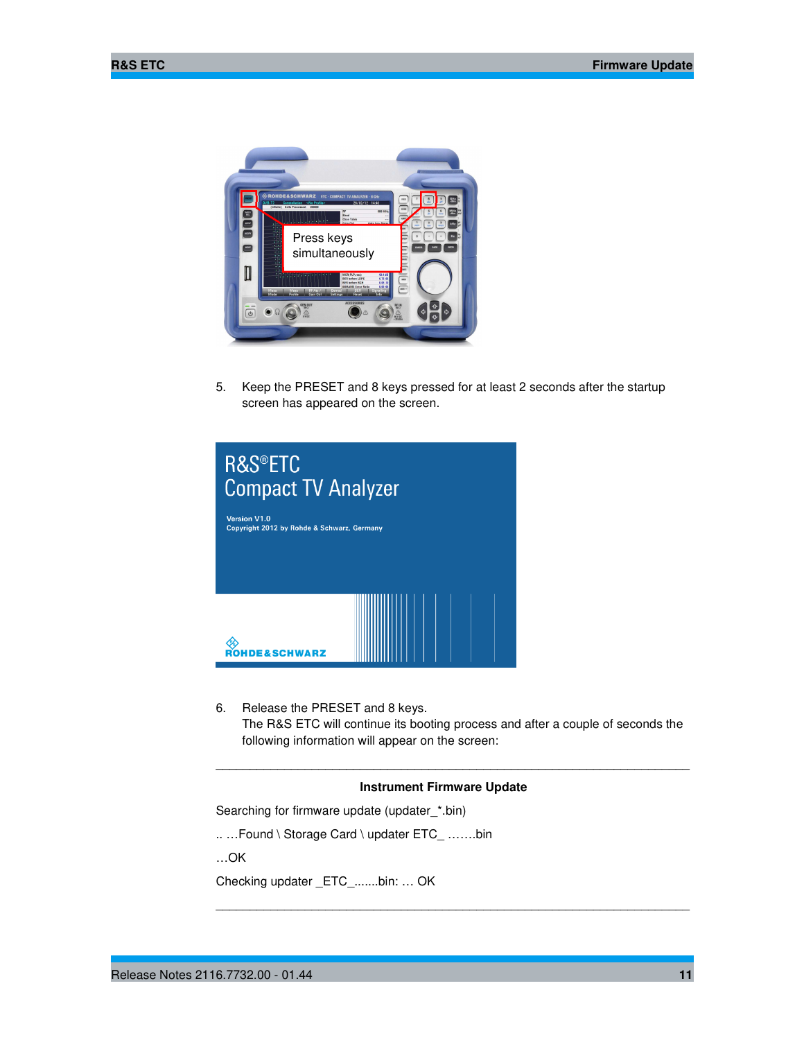5. Keep the PRESET and 8 keys pressed for at least 2 seconds after the startup screen has appeared on the screen.

6. Release the PRESET and 8 keys.
   The R&S ETC will continue its booting process and after a couple of seconds the following information will appear on the screen:

---

**Instrument Firmware Update**

Searching for firmware update (updater_*.bin)

.. …Found \ Storage Card \ updater ETC_ …….bin

…OK

Checking updater _ETC_.......bin: … OK

---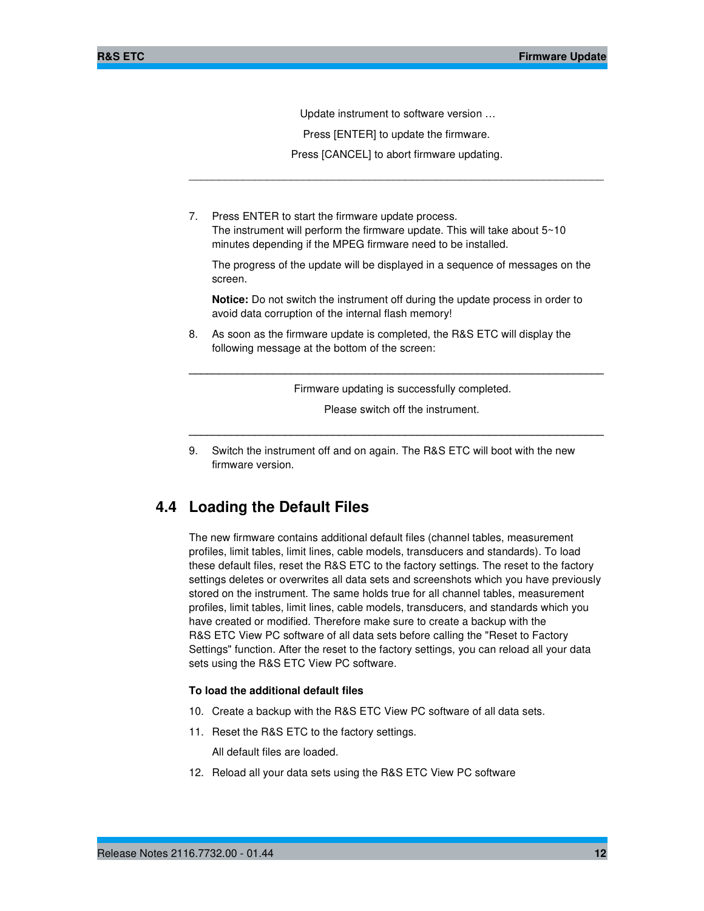Update instrument to software version …

Press [ENTER] to update the firmware.

Press [CANCEL] to abort firmware updating.

---

7. Press ENTER to start the firmware update process.
   The instrument will perform the firmware update. This will take about 5~10 minutes depending if the MPEG firmware need to be installed.

   The progress of the update will be displayed in a sequence of messages on the screen.

   **Notice:** Do not switch the instrument off during the update process in order to avoid data corruption of the internal flash memory!

8. As soon as the firmware update is completed, the R&S ETC will display the following message at the bottom of the screen:

---

Firmware updating is successfully completed.

Please switch off the instrument.

---

9. Switch the instrument off and on again. The R&S ETC will boot with the new firmware version.

## 4.4 Loading the Default Files

The new firmware contains additional default files (channel tables, measurement profiles, limit tables, limit lines, cable models, transducers and standards). To load these default files, reset the R&S ETC to the factory settings. The reset to the factory settings deletes or overwrites all data sets and screenshots which you have previously stored on the instrument. The same holds true for all channel tables, measurement profiles, limit tables, limit lines, cable models, transducers, and standards which you have created or modified. Therefore make sure to create a backup with the R&S ETC View PC software of all data sets before calling the "Reset to Factory Settings" function. After the reset to the factory settings, you can reload all your data sets using the R&S ETC View PC software.

**To load the additional default files**

10. Create a backup with the R&S ETC View PC software of all data sets.
11. Reset the R&S ETC to the factory settings.

    All default files are loaded.

12. Reload all your data sets using the R&S ETC View PC software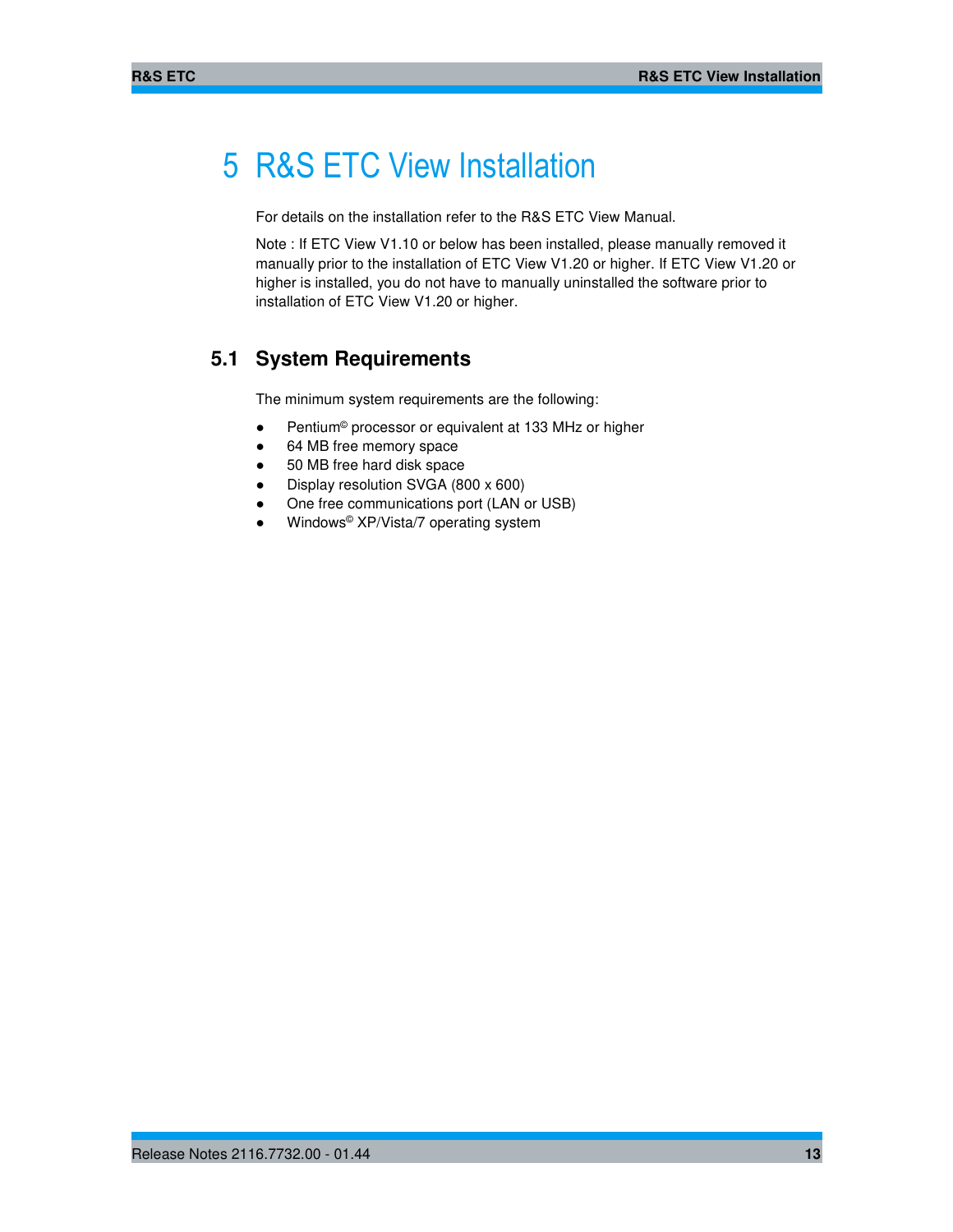# 5 R&S ETC View Installation

For details on the installation refer to the R&S ETC View Manual.

Note : If ETC View V1.10 or below has been installed, please manually removed it manually prior to the installation of ETC View V1.20 or higher. If ETC View V1.20 or higher is installed, you do not have to manually uninstalled the software prior to installation of ETC View V1.20 or higher.

## 5.1 System Requirements

The minimum system requirements are the following:

- Pentium© processor or equivalent at 133 MHz or higher
- 64 MB free memory space
- 50 MB free hard disk space
- Display resolution SVGA (800 x 600)
- One free communications port (LAN or USB)
- Windows© XP/Vista/7 operating system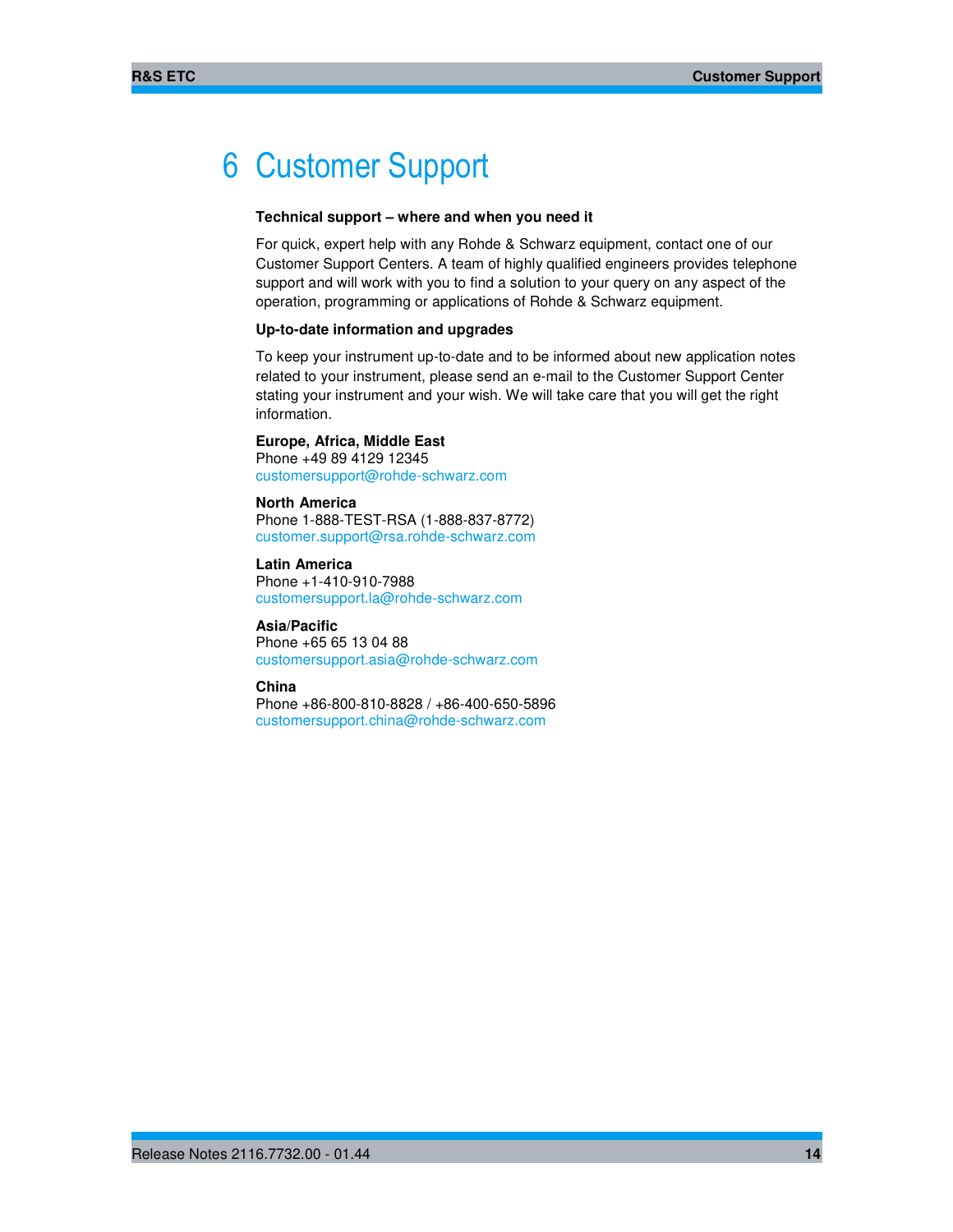# 6 Customer Support

**Technical support – where and when you need it**

For quick, expert help with any Rohde & Schwarz equipment, contact one of our Customer Support Centers. A team of highly qualified engineers provides telephone support and will work with you to find a solution to your query on any aspect of the operation, programming or applications of Rohde & Schwarz equipment.

**Up-to-date information and upgrades**

To keep your instrument up-to-date and to be informed about new application notes related to your instrument, please send an e-mail to the Customer Support Center stating your instrument and your wish. We will take care that you will get the right information.

**Europe, Africa, Middle East**
Phone +49 89 4129 12345
customersupport@rohde-schwarz.com

**North America**
Phone 1-888-TEST-RSA (1-888-837-8772)
customer.support@rsa.rohde-schwarz.com

**Latin America**
Phone +1-410-910-7988
customersupport.la@rohde-schwarz.com

**Asia/Pacific**
Phone +65 65 13 04 88
customersupport.asia@rohde-schwarz.com

**China**
Phone +86-800-810-8828 / +86-400-650-5896
customersupport.china@rohde-schwarz.com